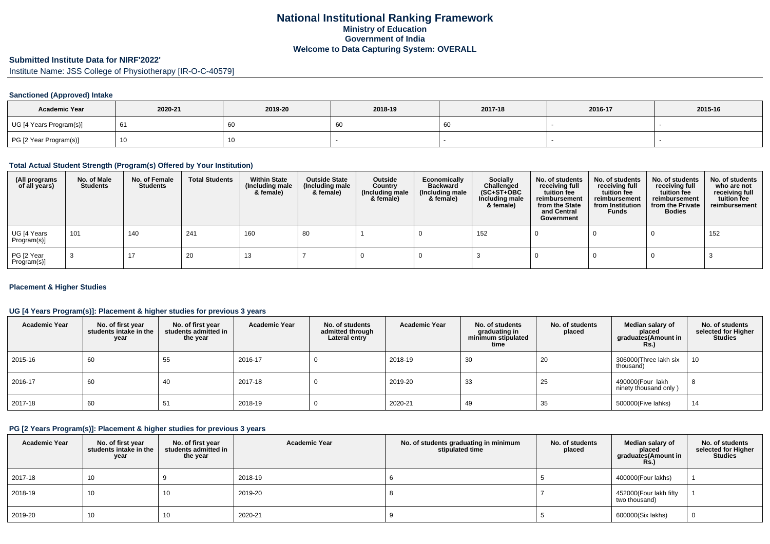# National Institutional Ranking Framework

**Ministry of Education**

**Government of India**

**Welcome to Data Capturing System: OVERALL**

## Submitted Institute Data for NIRF'2022'

Institute Name: JSS College of Physiotherapy [IR-O-C-40579]

### Sanctioned (Approved) Intake

| Academic Year | 2020-21 | 2019-20 | 2018-19 | 2017-18 | 2016-17 | 2015-16 |
|---|---|---|---|---|---|---|
| UG [4 Years Program(s)] | 61 | 60 | 60 | 60 | - | - |
| PG [2 Year Program(s)] | 10 | 10 | - | - | - | - |

### Total Actual Student Strength (Program(s) Offered by Your Institution)

| (All programs of all years) | No. of Male Students | No. of Female Students | Total Students | Within State (Including male & female) | Outside State (Including male & female) | Outside Country (Including male & female) | Economically Backward (Including male & female) | Socially Challenged (SC+ST+OBC Including male & female) | No. of students receiving full tuition fee reimbursement from the State and Central Government | No. of students receiving full tuition fee reimbursement from Institution Funds | No. of students receiving full tuition fee reimbursement from the Private Bodies | No. of students who are not receiving full tuition fee reimbursement |
|---|---|---|---|---|---|---|---|---|---|---|---|---|
| UG [4 Years Program(s)] | 101 | 140 | 241 | 160 | 80 | 1 | 0 | 152 | 0 | 0 | 0 | 152 |
| PG [2 Year Program(s)] | 3 | 17 | 20 | 13 | 7 | 0 | 0 | 3 | 0 | 0 | 0 | 3 |

### Placement & Higher Studies

#### UG [4 Years Program(s)]: Placement & higher studies for previous 3 years

| Academic Year | No. of first year students intake in the year | No. of first year students admitted in the year | Academic Year | No. of students admitted through Lateral entry | Academic Year | No. of students graduating in minimum stipulated time | No. of students placed | Median salary of placed graduates(Amount in Rs.) | No. of students selected for Higher Studies |
|---|---|---|---|---|---|---|---|---|---|
| 2015-16 | 60 | 55 | 2016-17 | 0 | 2018-19 | 30 | 20 | 306000(Three lakh six thousand) | 10 |
| 2016-17 | 60 | 40 | 2017-18 | 0 | 2019-20 | 33 | 25 | 490000(Four lakh ninety thousand only ) | 8 |
| 2017-18 | 60 | 51 | 2018-19 | 0 | 2020-21 | 49 | 35 | 500000(Five lahks) | 14 |

#### PG [2 Years Program(s)]: Placement & higher studies for previous 3 years

| Academic Year | No. of first year students intake in the year | No. of first year students admitted in the year | Academic Year | No. of students graduating in minimum stipulated time | No. of students placed | Median salary of placed graduates(Amount in Rs.) | No. of students selected for Higher Studies |
|---|---|---|---|---|---|---|---|
| 2017-18 | 10 | 9 | 2018-19 | 6 | 5 | 400000(Four lakhs) | 1 |
| 2018-19 | 10 | 10 | 2019-20 | 8 | 7 | 452000(Four lakh fifty two thousand) | 1 |
| 2019-20 | 10 | 10 | 2020-21 | 9 | 5 | 600000(Six lakhs) | 0 |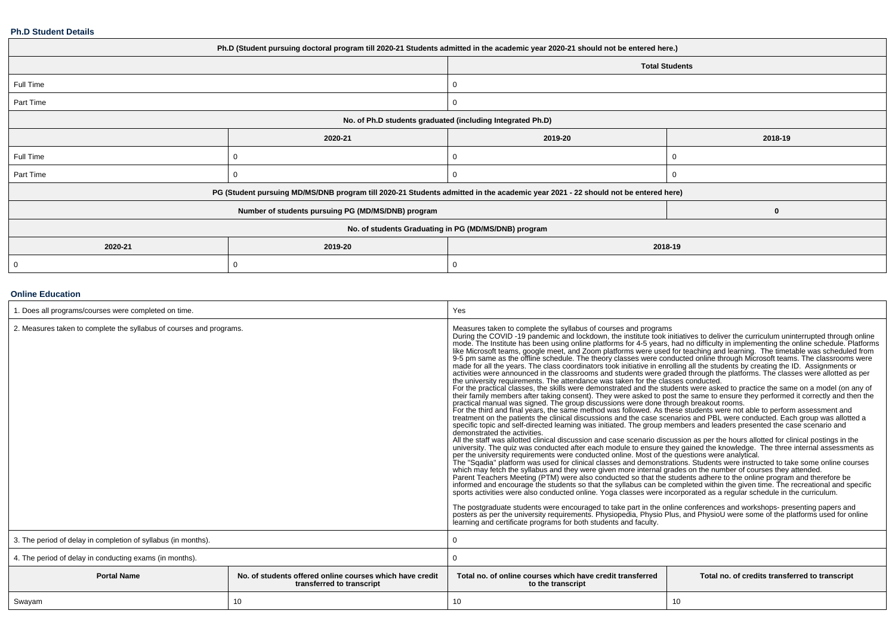### Ph.D Student Details

| Ph.D (Student pursuing doctoral program till 2020-21 Students admitted in the academic year 2020-21 should not be entered here.) | | | |
|---|---|---|---|
| | | Total Students | |
| Full Time | | 0 | |
| Part Time | | 0 | |
| No. of Ph.D students graduated (including Integrated Ph.D) | | | |
| | 2020-21 | 2019-20 | 2018-19 |
| Full Time | 0 | 0 | 0 |
| Part Time | 0 | 0 | 0 |
| PG (Student pursuing MD/MS/DNB program till 2020-21 Students admitted in the academic year 2021 - 22 should not be entered here) | | | |
| Number of students pursuing PG (MD/MS/DNB) program | | | 0 |
| No. of students Graduating in PG (MD/MS/DNB) program | | | |
| 2020-21 | 2019-20 | 2018-19 | |
| 0 | 0 | 0 | |

### Online Education

| 1. Does all programs/courses were completed on time. | | Yes | |
|---|---|---|---|
| 2. Measures taken to complete the syllabus of courses and programs. | | Measures taken to complete the syllabus of courses and programs<br>During the COVID -19 pandemic and lockdown, the institute took initiatives to deliver the curriculum uninterrupted through online mode. The Institute has been using online platforms for 4-5 years, had no difficulty in implementing the online schedule. Platforms like Microsoft teams, google meet, and Zoom platforms were used for teaching and learning. The timetable was scheduled from 9-5 pm same as the offline schedule. The theory classes were conducted online through Microsoft teams. The classrooms were made for all the years. The class coordinators took initiative in enrolling all the students by creating the ID. Assignments or activities were announced in the classrooms and students were graded through the platforms. The classes were allotted as per the university requirements. The attendance was taken for the classes conducted.<br>For the practical classes, the skills were demonstrated and the students were asked to practice the same on a model (on any of their family members after taking consent). They were asked to post the same to ensure they performed it correctly and then the practical manual was signed. The group discussions were done through breakout rooms.<br>For the third and final years, the same method was followed. As these students were not able to perform assessment and treatment on the patients the clinical discussions and the case scenarios and PBL were conducted. Each group was allotted a specific topic and self-directed learning was initiated. The group members and leaders presented the case scenario and demonstrated the activities.<br>All the staff was allotted clinical discussion and case scenario discussion as per the hours allotted for clinical postings in the university. The quiz was conducted after each module to ensure they gained the knowledge. The three internal assessments as per the university requirements were conducted online. Most of the questions were analytical.<br>The "Sqadia" platform was used for clinical classes and demonstrations. Students were instructed to take some online courses which may fetch the syllabus and they were given more internal grades on the number of courses they attended.<br>Parent Teachers Meeting (PTM) were also conducted so that the students adhere to the online program and therefore be informed and encourage the students so that the syllabus can be completed within the given time. The recreational and specific sports activities were also conducted online. Yoga classes were incorporated as a regular schedule in the curriculum.<br><br>The postgraduate students were encouraged to take part in the online conferences and workshops- presenting papers and posters as per the university requirements. Physiopedia, Physio Plus, and PhysioU were some of the platforms used for online learning and certificate programs for both students and faculty. | |
| 3. The period of delay in completion of syllabus (in months). | | 0 | |
| 4. The period of delay in conducting exams (in months). | | 0 | |
| Portal Name | No. of students offered online courses which have credit transferred to transcript | Total no. of online courses which have credit transferred to the transcript | Total no. of credits transferred to transcript |
| Swayam | 10 | 10 | 10 |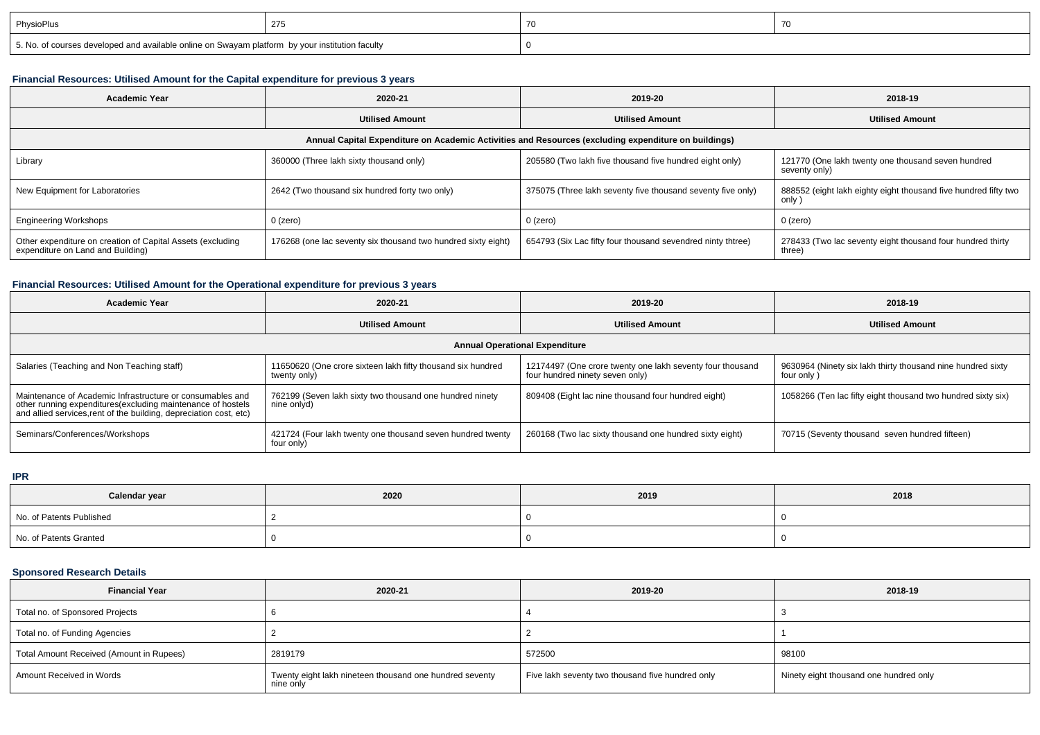| PhysioPlus | 275 | 70 | 70 |
|---|---|---|---|
| 5. No. of courses developed and available online on Swayam platform by your institution faculty | | 0 | |

### Financial Resources: Utilised Amount for the Capital expenditure for previous 3 years

| Academic Year | 2020-21 | 2019-20 | 2018-19 |
|---|---|---|---|
| | Utilised Amount | Utilised Amount | Utilised Amount |
| Annual Capital Expenditure on Academic Activities and Resources (excluding expenditure on buildings) | | | |
| Library | 360000 (Three lakh sixty thousand only) | 205580 (Two lakh five thousand five hundred eight only) | 121770 (One lakh twenty one thousand seven hundred seventy only) |
| New Equipment for Laboratories | 2642 (Two thousand six hundred forty two only) | 375075 (Three lakh seventy five thousand seventy five only) | 888552 (eight lakh eighty eight thousand five hundred fifty two only ) |
| Engineering Workshops | 0 (zero) | 0 (zero) | 0 (zero) |
| Other expenditure on creation of Capital Assets (excluding expenditure on Land and Building) | 176268 (one lac seventy six thousand two hundred sixty eight) | 654793 (Six Lac fifty four thousand sevendred ninty thtree) | 278433 (Two lac seventy eight thousand four hundred thirty three) |

### Financial Resources: Utilised Amount for the Operational expenditure for previous 3 years

| Academic Year | 2020-21 | 2019-20 | 2018-19 |
|---|---|---|---|
| | Utilised Amount | Utilised Amount | Utilised Amount |
| Annual Operational Expenditure | | | |
| Salaries (Teaching and Non Teaching staff) | 11650620 (One crore sixteen lakh fifty thousand six hundred twenty only) | 12174497 (One crore twenty one lakh seventy four thousand four hundred ninety seven only) | 9630964 (Ninety six lakh thirty thousand nine hundred sixty four only ) |
| Maintenance of Academic Infrastructure or consumables and other running expenditures(excluding maintenance of hostels and allied services,rent of the building, depreciation cost, etc) | 762199 (Seven lakh sixty two thousand one hundred ninety nine onlyd) | 809408 (Eight lac nine thousand four hundred eight) | 1058266 (Ten lac fifty eight thousand two hundred sixty six) |
| Seminars/Conferences/Workshops | 421724 (Four lakh twenty one thousand seven hundred twenty four only) | 260168 (Two lac sixty thousand one hundred sixty eight) | 70715 (Seventy thousand seven hundred fifteen) |

### IPR

| Calendar year | 2020 | 2019 | 2018 |
|---|---|---|---|
| No. of Patents Published | 2 | 0 | 0 |
| No. of Patents Granted | 0 | 0 | 0 |

### Sponsored Research Details

| Financial Year | 2020-21 | 2019-20 | 2018-19 |
|---|---|---|---|
| Total no. of Sponsored Projects | 6 | 4 | 3 |
| Total no. of Funding Agencies | 2 | 2 | 1 |
| Total Amount Received (Amount in Rupees) | 2819179 | 572500 | 98100 |
| Amount Received in Words | Twenty eight lakh nineteen thousand one hundred seventy nine only | Five lakh seventy two thousand five hundred only | Ninety eight thousand one hundred only |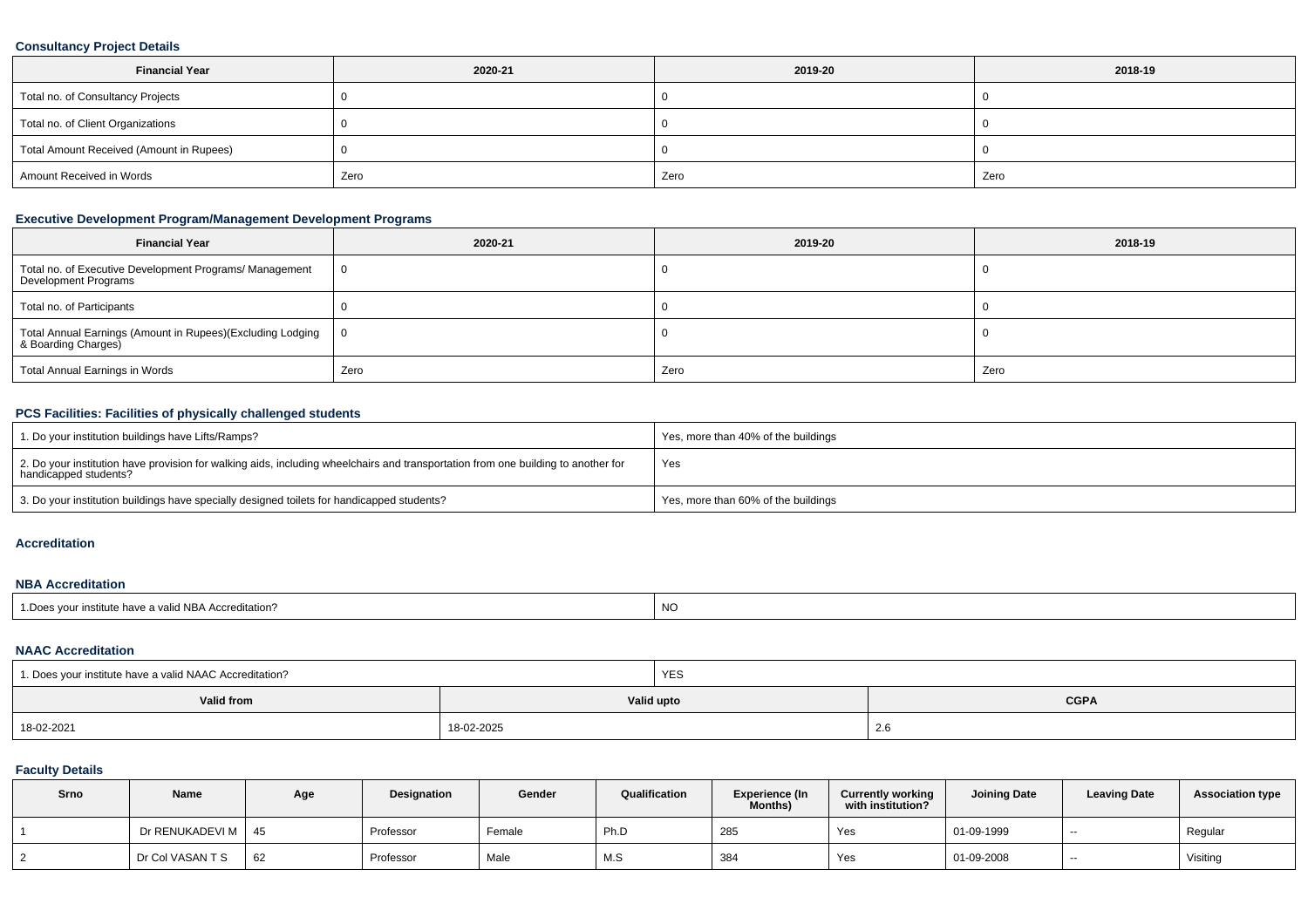### Consultancy Project Details

| Financial Year | 2020-21 | 2019-20 | 2018-19 |
|---|---|---|---|
| Total no. of Consultancy Projects | 0 | 0 | 0 |
| Total no. of Client Organizations | 0 | 0 | 0 |
| Total Amount Received (Amount in Rupees) | 0 | 0 | 0 |
| Amount Received in Words | Zero | Zero | Zero |

### Executive Development Program/Management Development Programs

| Financial Year | 2020-21 | 2019-20 | 2018-19 |
|---|---|---|---|
| Total no. of Executive Development Programs/ Management Development Programs | 0 | 0 | 0 |
| Total no. of Participants | 0 | 0 | 0 |
| Total Annual Earnings (Amount in Rupees)(Excluding Lodging & Boarding Charges) | 0 | 0 | 0 |
| Total Annual Earnings in Words | Zero | Zero | Zero |

### PCS Facilities: Facilities of physically challenged students

| | |
|---|---|
| 1. Do your institution buildings have Lifts/Ramps? | Yes, more than 40% of the buildings |
| 2. Do your institution have provision for walking aids, including wheelchairs and transportation from one building to another for handicapped students? | Yes |
| 3. Do your institution buildings have specially designed toilets for handicapped students? | Yes, more than 60% of the buildings |

### Accreditation

#### NBA Accreditation

| | |
|---|---|
| 1.Does your institute have a valid NBA Accreditation? | NO |

#### NAAC Accreditation

| 1. Does your institute have a valid NAAC Accreditation? | YES | |
|---|---|---|
| **Valid from** | **Valid upto** | **CGPA** |
| 18-02-2021 | 18-02-2025 | 2.6 |

### Faculty Details

| Srno | Name | Age | Designation | Gender | Qualification | Experience (In Months) | Currently working with institution? | Joining Date | Leaving Date | Association type |
|---|---|---|---|---|---|---|---|---|---|---|
| 1 | Dr RENUKADEVI M | 45 | Professor | Female | Ph.D | 285 | Yes | 01-09-1999 | -- | Regular |
| 2 | Dr Col VASAN T S | 62 | Professor | Male | M.S | 384 | Yes | 01-09-2008 | -- | Visiting |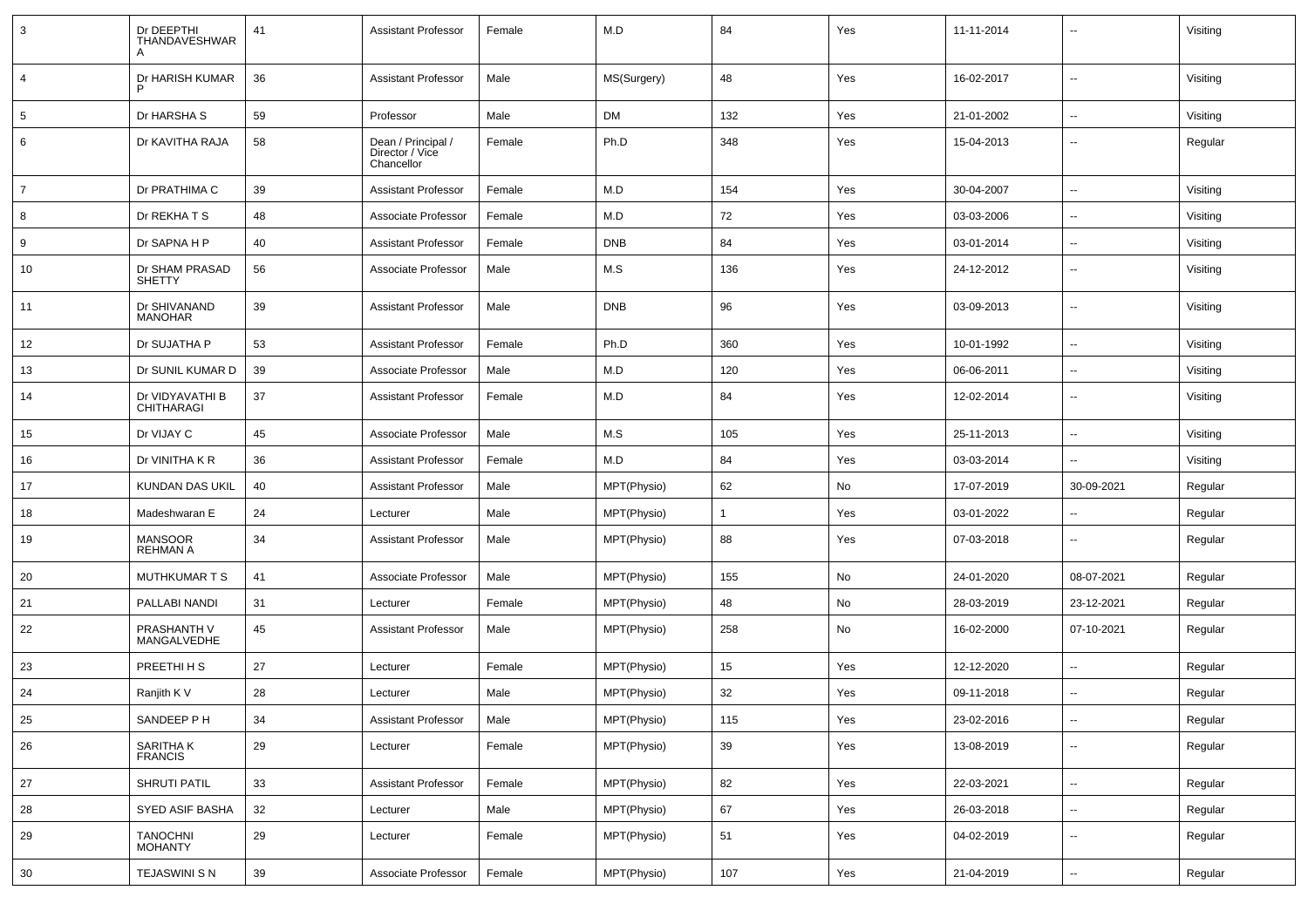| 3 | Dr DEEPTHI THANDAVESHWARA | 41 | Assistant Professor | Female | M.D | 84 | Yes | 11-11-2014 | -- | Visiting |
|---|---|---|---|---|---|---|---|---|---|---|
| 4 | Dr HARISH KUMAR P | 36 | Assistant Professor | Male | MS(Surgery) | 48 | Yes | 16-02-2017 | -- | Visiting |
| 5 | Dr HARSHA S | 59 | Professor | Male | DM | 132 | Yes | 21-01-2002 | -- | Visiting |
| 6 | Dr KAVITHA RAJA | 58 | Dean / Principal / Director / Vice Chancellor | Female | Ph.D | 348 | Yes | 15-04-2013 | -- | Regular |
| 7 | Dr PRATHIMA C | 39 | Assistant Professor | Female | M.D | 154 | Yes | 30-04-2007 | -- | Visiting |
| 8 | Dr REKHA T S | 48 | Associate Professor | Female | M.D | 72 | Yes | 03-03-2006 | -- | Visiting |
| 9 | Dr SAPNA H P | 40 | Assistant Professor | Female | DNB | 84 | Yes | 03-01-2014 | -- | Visiting |
| 10 | Dr SHAM PRASAD SHETTY | 56 | Associate Professor | Male | M.S | 136 | Yes | 24-12-2012 | -- | Visiting |
| 11 | Dr SHIVANAND MANOHAR | 39 | Assistant Professor | Male | DNB | 96 | Yes | 03-09-2013 | -- | Visiting |
| 12 | Dr SUJATHA P | 53 | Assistant Professor | Female | Ph.D | 360 | Yes | 10-01-1992 | -- | Visiting |
| 13 | Dr SUNIL KUMAR D | 39 | Associate Professor | Male | M.D | 120 | Yes | 06-06-2011 | -- | Visiting |
| 14 | Dr VIDYAVATHI B CHITHARAGI | 37 | Assistant Professor | Female | M.D | 84 | Yes | 12-02-2014 | -- | Visiting |
| 15 | Dr VIJAY C | 45 | Associate Professor | Male | M.S | 105 | Yes | 25-11-2013 | -- | Visiting |
| 16 | Dr VINITHA K R | 36 | Assistant Professor | Female | M.D | 84 | Yes | 03-03-2014 | -- | Visiting |
| 17 | KUNDAN DAS UKIL | 40 | Assistant Professor | Male | MPT(Physio) | 62 | No | 17-07-2019 | 30-09-2021 | Regular |
| 18 | Madeshwaran E | 24 | Lecturer | Male | MPT(Physio) | 1 | Yes | 03-01-2022 | -- | Regular |
| 19 | MANSOOR REHMAN A | 34 | Assistant Professor | Male | MPT(Physio) | 88 | Yes | 07-03-2018 | -- | Regular |
| 20 | MUTHKUMAR T S | 41 | Associate Professor | Male | MPT(Physio) | 155 | No | 24-01-2020 | 08-07-2021 | Regular |
| 21 | PALLABI NANDI | 31 | Lecturer | Female | MPT(Physio) | 48 | No | 28-03-2019 | 23-12-2021 | Regular |
| 22 | PRASHANTH V MANGALVEDHE | 45 | Assistant Professor | Male | MPT(Physio) | 258 | No | 16-02-2000 | 07-10-2021 | Regular |
| 23 | PREETHI H S | 27 | Lecturer | Female | MPT(Physio) | 15 | Yes | 12-12-2020 | -- | Regular |
| 24 | Ranjith K V | 28 | Lecturer | Male | MPT(Physio) | 32 | Yes | 09-11-2018 | -- | Regular |
| 25 | SANDEEP P H | 34 | Assistant Professor | Male | MPT(Physio) | 115 | Yes | 23-02-2016 | -- | Regular |
| 26 | SARITHA K FRANCIS | 29 | Lecturer | Female | MPT(Physio) | 39 | Yes | 13-08-2019 | -- | Regular |
| 27 | SHRUTI PATIL | 33 | Assistant Professor | Female | MPT(Physio) | 82 | Yes | 22-03-2021 | -- | Regular |
| 28 | SYED ASIF BASHA | 32 | Lecturer | Male | MPT(Physio) | 67 | Yes | 26-03-2018 | -- | Regular |
| 29 | TANOCHNI MOHANTY | 29 | Lecturer | Female | MPT(Physio) | 51 | Yes | 04-02-2019 | -- | Regular |
| 30 | TEJASWINI S N | 39 | Associate Professor | Female | MPT(Physio) | 107 | Yes | 21-04-2019 | -- | Regular |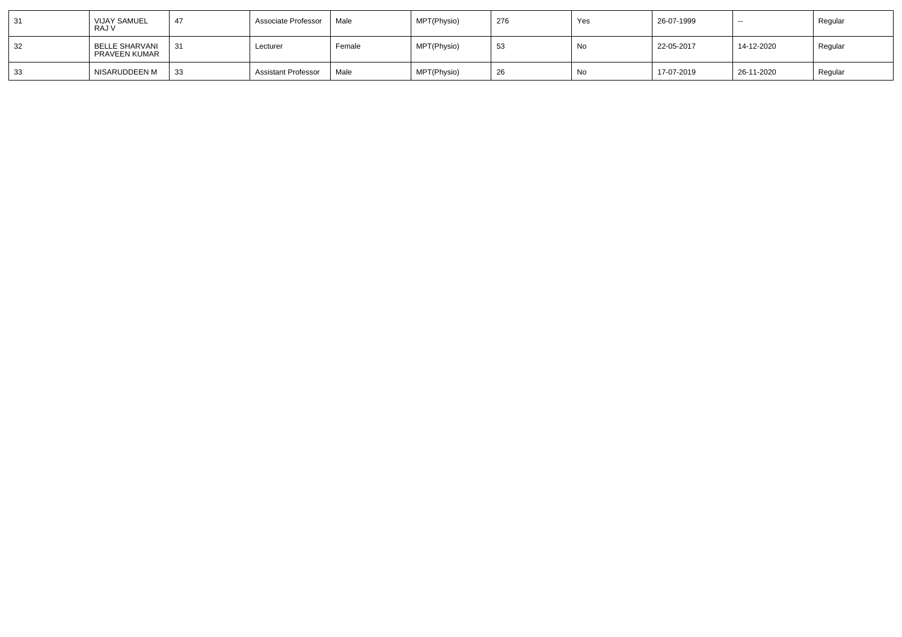| | | | | | | | | | | |
|---|---|---|---|---|---|---|---|---|---|---|
| 31 | VIJAY SAMUEL RAJ V | 47 | Associate Professor | Male | MPT(Physio) | 276 | Yes | 26-07-1999 | -- | Regular |
| 32 | BELLE SHARVANI PRAVEEN KUMAR | 31 | Lecturer | Female | MPT(Physio) | 53 | No | 22-05-2017 | 14-12-2020 | Regular |
| 33 | NISARUDDEEN M | 33 | Assistant Professor | Male | MPT(Physio) | 26 | No | 17-07-2019 | 26-11-2020 | Regular |